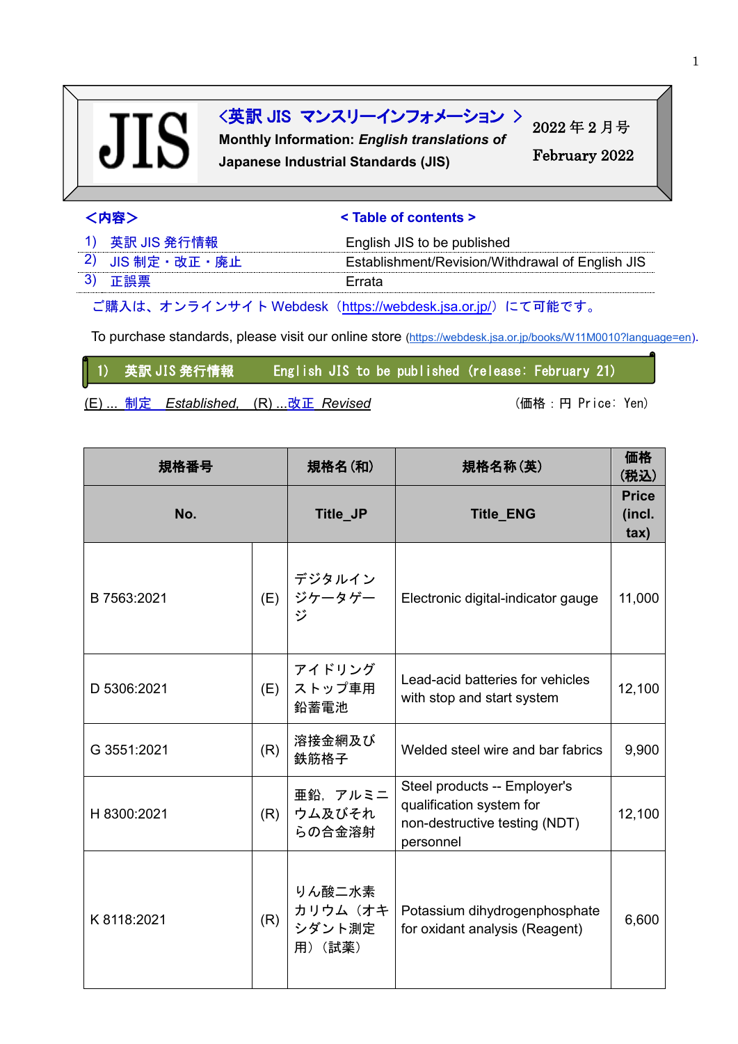# JIS

## <英訳 JIS マンスリーインフォメーション >

**Monthly Information:** ***English translations of*** **Japanese Industrial Standards (JIS)**

2022 年 2 月号

February 2022

**<内容>**

**< Table of contents >**

| | |
|---|---|
| 1) 英訳 JIS 発行情報 | English JIS to be published |
| 2) JIS 制定・改正・廃止 | Establishment/Revision/Withdrawal of English JIS |
| 3) 正誤票 | Errata |

ご購入は、オンラインサイト Webdesk（https://webdesk.jsa.or.jp/）にて可能です。

To purchase standards, please visit our online store (https://webdesk.jsa.or.jp/books/W11M0010?language=en).

## 1) 英訳 JIS 発行情報　English JIS to be published (release: February 21)

(E) ... 制定 *Established*,　(R) ...改正 *Revised*　　　（価格：円 Price: Yen）

| 規格番号 | | 規格名(和) | 規格名称(英) | 価格(税込) |
|---|---|---|---|---|
| **No.** | | **Title_JP** | **Title_ENG** | **Price (incl. tax)** |
| B 7563:2021 | (E) | デジタルインジケータゲージ | Electronic digital-indicator gauge | 11,000 |
| D 5306:2021 | (E) | アイドリングストップ車用鉛蓄電池 | Lead-acid batteries for vehicles with stop and start system | 12,100 |
| G 3551:2021 | (R) | 溶接金網及び鉄筋格子 | Welded steel wire and bar fabrics | 9,900 |
| H 8300:2021 | (R) | 亜鉛，アルミニウム及びそれらの合金溶射 | Steel products -- Employer's qualification system for non-destructive testing (NDT) personnel | 12,100 |
| K 8118:2021 | (R) | りん酸二水素カリウム（オキシダント測定用）（試薬） | Potassium dihydrogenphosphate for oxidant analysis (Reagent) | 6,600 |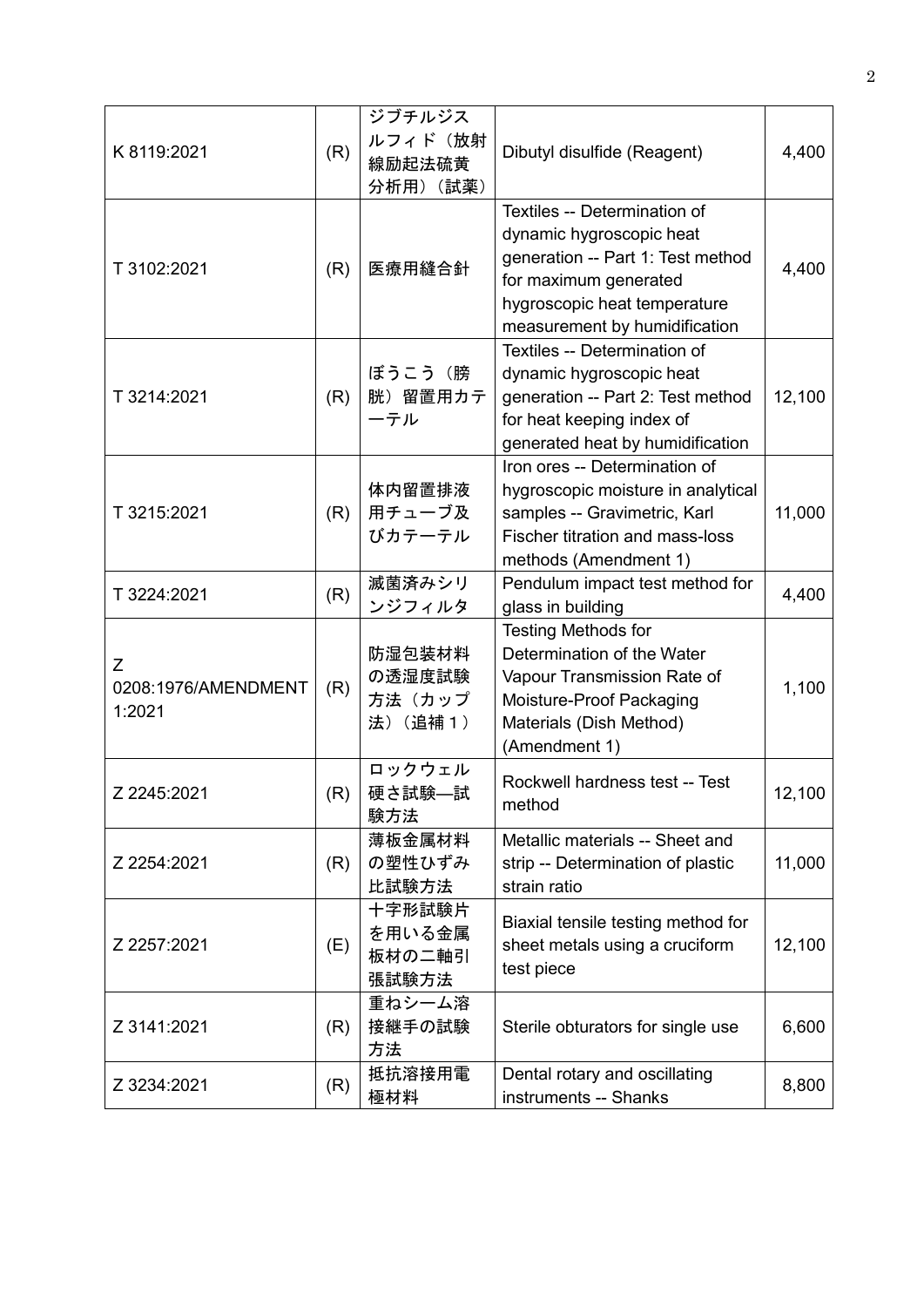| K 8119:2021 | (R) | ジブチルジスルフィド（放射線励起法硫黄分析用）（試薬） | Dibutyl disulfide (Reagent) | 4,400 |
|---|---|---|---|---|
| T 3102:2021 | (R) | 医療用縫合針 | Textiles -- Determination of dynamic hygroscopic heat generation -- Part 1: Test method for maximum generated hygroscopic heat temperature measurement by humidification | 4,400 |
| T 3214:2021 | (R) | ぼうこう（膀胱）留置用カテーテル | Textiles -- Determination of dynamic hygroscopic heat generation -- Part 2: Test method for heat keeping index of generated heat by humidification | 12,100 |
| T 3215:2021 | (R) | 体内留置排液用チューブ及びカテーテル | Iron ores -- Determination of hygroscopic moisture in analytical samples -- Gravimetric, Karl Fischer titration and mass-loss methods (Amendment 1) | 11,000 |
| T 3224:2021 | (R) | 滅菌済みシリンジフィルタ | Pendulum impact test method for glass in building | 4,400 |
| Z 0208:1976/AMENDMENT 1:2021 | (R) | 防湿包装材料の透湿度試験方法（カップ法）（追補１） | Testing Methods for Determination of the Water Vapour Transmission Rate of Moisture-Proof Packaging Materials (Dish Method) (Amendment 1) | 1,100 |
| Z 2245:2021 | (R) | ロックウェル硬さ試験―試験方法 | Rockwell hardness test -- Test method | 12,100 |
| Z 2254:2021 | (R) | 薄板金属材料の塑性ひずみ比試験方法 | Metallic materials -- Sheet and strip -- Determination of plastic strain ratio | 11,000 |
| Z 2257:2021 | (E) | 十字形試験片を用いる金属板材の二軸引張試験方法 | Biaxial tensile testing method for sheet metals using a cruciform test piece | 12,100 |
| Z 3141:2021 | (R) | 重ねシーム溶接継手の試験方法 | Sterile obturators for single use | 6,600 |
| Z 3234:2021 | (R) | 抵抗溶接用電極材料 | Dental rotary and oscillating instruments -- Shanks | 8,800 |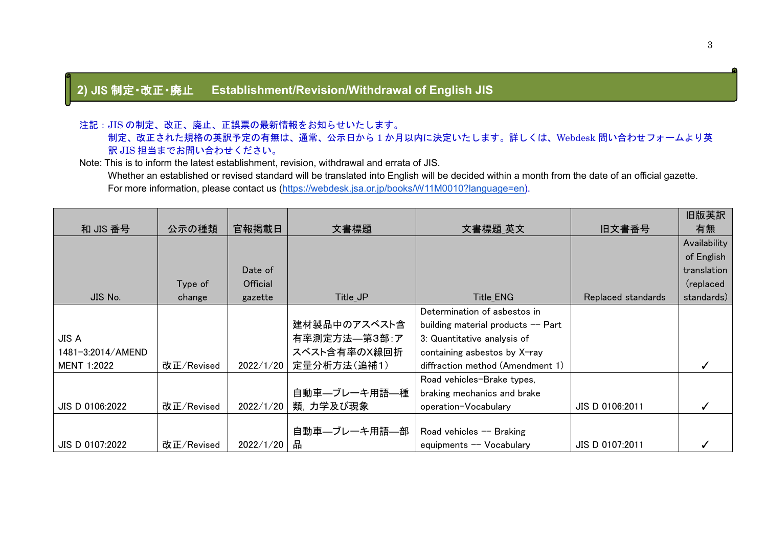## 2) JIS 制定・改正・廃止　Establishment/Revision/Withdrawal of English JIS

注記：JIS の制定、改正、廃止、正誤票の最新情報をお知らせいたします。
制定、改正された規格の英訳予定の有無は、通常、公示日から 1 か月以内に決定いたします。詳しくは、Webdesk 問い合わせフォームより英訳 JIS 担当までお問い合わせください。

Note: This is to inform the latest establishment, revision, withdrawal and errata of JIS.
Whether an established or revised standard will be translated into English will be decided within a month from the date of an official gazette.
For more information, please contact us (https://webdesk.jsa.or.jp/books/W11M0010?language=en).

| 和 JIS 番号 | 公示の種類 | 官報掲載日 | 文書標題 | 文書標題_英文 | 旧文書番号 | 旧版英訳有無 |
|---|---|---|---|---|---|---|
| JIS No. | Type of change | Date of Official gazette | Title_JP | Title_ENG | Replaced standards | Availability of English translation (replaced standards) |
| JIS A 1481-3:2014/AMENDMENT 1:2022 | 改正/Revised | 2022/1/20 | 建材製品中のアスベスト含有率測定方法—第3部:アスベスト含有率のX線回折定量分析方法(追補1) | Determination of asbestos in building material products -- Part 3: Quantitative analysis of containing asbestos by X-ray diffraction method (Amendment 1) | | ✓ |
| JIS D 0106:2022 | 改正/Revised | 2022/1/20 | 自動車—ブレーキ用語—種類，力学及び現象 | Road vehicles-Brake types, braking mechanics and brake operation-Vocabulary | JIS D 0106:2011 | ✓ |
| JIS D 0107:2022 | 改正/Revised | 2022/1/20 | 自動車—ブレーキ用語—部品 | Road vehicles -- Braking equipments -- Vocabulary | JIS D 0107:2011 | ✓ |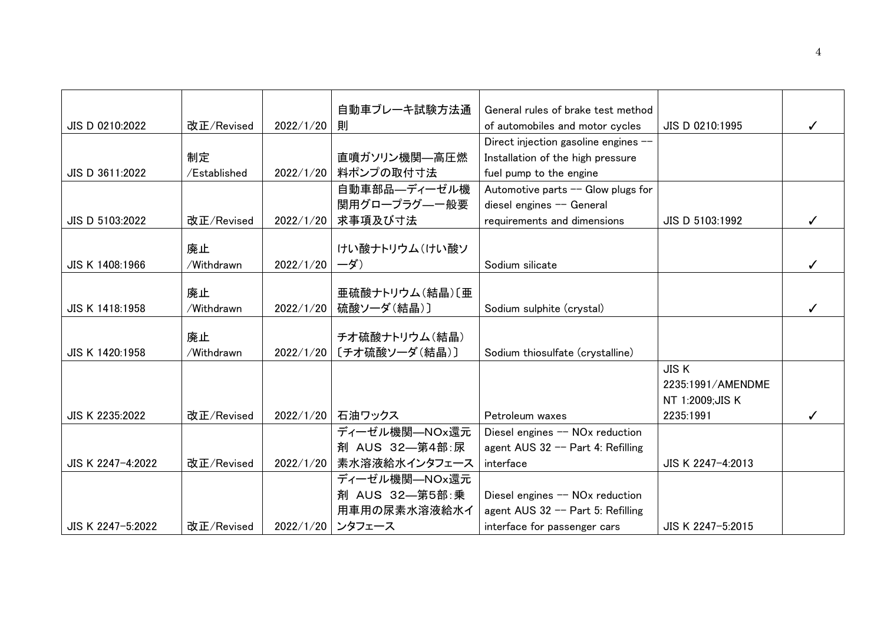| | | | | | | |
|---|---|---|---|---|---|---|
| JIS D 0210:2022 | 改正/Revised | 2022/1/20 | 自動車ブレーキ試験方法通則 | General rules of brake test method of automobiles and motor cycles | JIS D 0210:1995 | ✓ |
| JIS D 3611:2022 | 制定/Established | 2022/1/20 | 直噴ガソリン機関—高圧燃料ポンプの取付寸法 | Direct injection gasoline engines -- Installation of the high pressure fuel pump to the engine | | |
| JIS D 5103:2022 | 改正/Revised | 2022/1/20 | 自動車部品—ディーゼル機関用グロープラグ—一般要求事項及び寸法 | Automotive parts -- Glow plugs for diesel engines -- General requirements and dimensions | JIS D 5103:1992 | ✓ |
| JIS K 1408:1966 | 廃止/Withdrawn | 2022/1/20 | けい酸ナトリウム(けい酸ソーダ) | Sodium silicate | | ✓ |
| JIS K 1418:1958 | 廃止/Withdrawn | 2022/1/20 | 亜硫酸ナトリウム(結晶)〔亜硫酸ソーダ(結晶)〕 | Sodium sulphite (crystal) | | ✓ |
| JIS K 1420:1958 | 廃止/Withdrawn | 2022/1/20 | チオ硫酸ナトリウム(結晶)〔チオ硫酸ソーダ(結晶)〕 | Sodium thiosulfate (crystalline) | | |
| JIS K 2235:2022 | 改正/Revised | 2022/1/20 | 石油ワックス | Petroleum waxes | JIS K 2235:1991/AMENDMENT 1:2009;JIS K 2235:1991 | ✓ |
| JIS K 2247-4:2022 | 改正/Revised | 2022/1/20 | ディーゼル機関—NOx還元剤 AUS 32—第4部:尿素水溶液給水インタフェース | Diesel engines -- NOx reduction agent AUS 32 -- Part 4: Refilling interface | JIS K 2247-4:2013 | |
| JIS K 2247-5:2022 | 改正/Revised | 2022/1/20 | ディーゼル機関—NOx還元剤 AUS 32—第5部:乗用車用の尿素水溶液給水インタフェース | Diesel engines -- NOx reduction agent AUS 32 -- Part 5: Refilling interface for passenger cars | JIS K 2247-5:2015 | |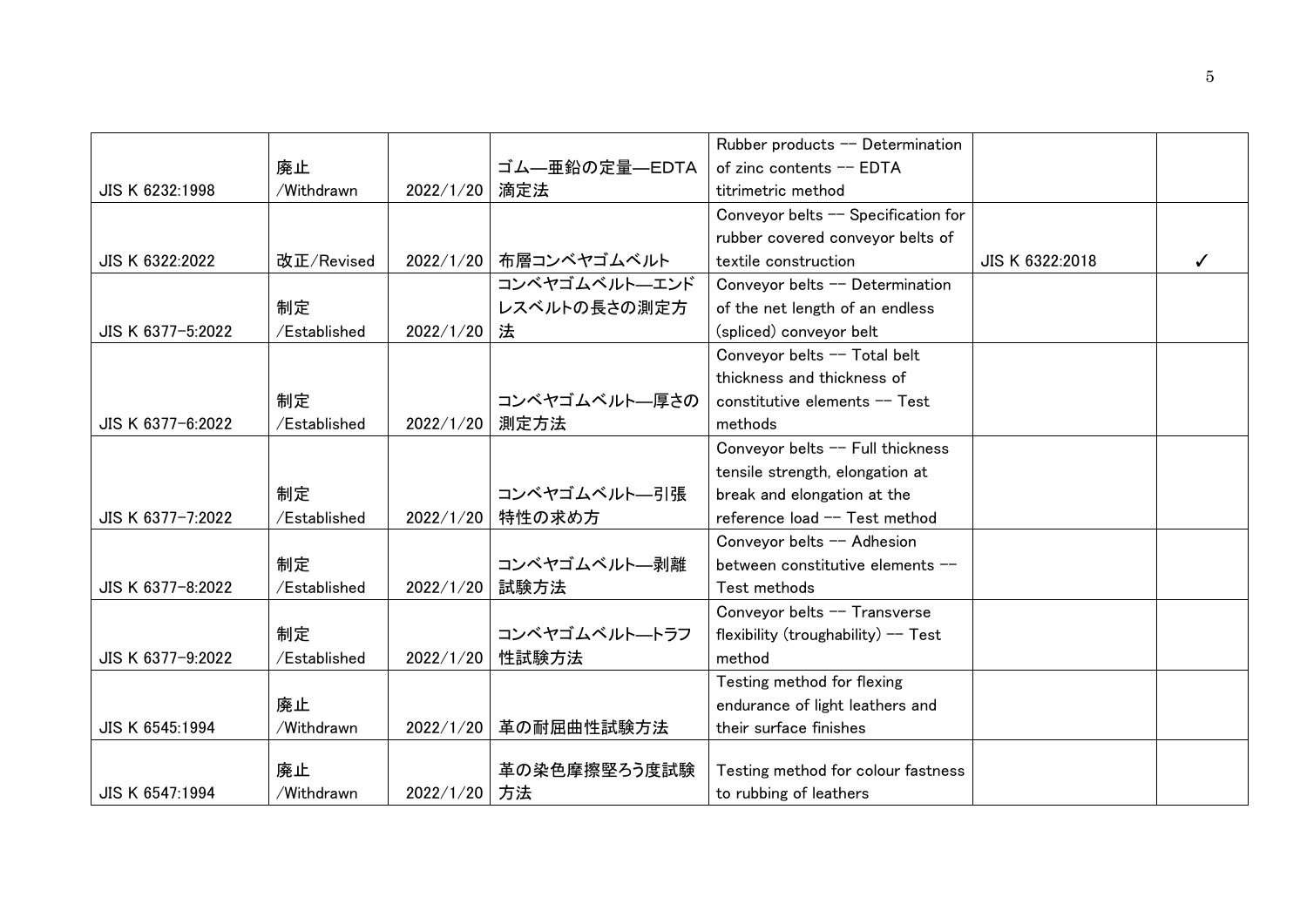| | | | | | | |
|---|---|---|---|---|---|---|
| JIS K 6232:1998 | 廃止/Withdrawn | 2022/1/20 | ゴム—亜鉛の定量—EDTA滴定法 | Rubber products -- Determination of zinc contents -- EDTA titrimetric method | | |
| JIS K 6322:2022 | 改正/Revised | 2022/1/20 | 布層コンベヤゴムベルト | Conveyor belts -- Specification for rubber covered conveyor belts of textile construction | JIS K 6322:2018 | ✓ |
| JIS K 6377-5:2022 | 制定/Established | 2022/1/20 | コンベヤゴムベルト—エンドレスベルトの長さの測定方法 | Conveyor belts -- Determination of the net length of an endless (spliced) conveyor belt | | |
| JIS K 6377-6:2022 | 制定/Established | 2022/1/20 | コンベヤゴムベルト—厚さの測定方法 | Conveyor belts -- Total belt thickness and thickness of constitutive elements -- Test methods | | |
| JIS K 6377-7:2022 | 制定/Established | 2022/1/20 | コンベヤゴムベルト—引張特性の求め方 | Conveyor belts -- Full thickness tensile strength, elongation at break and elongation at the reference load -- Test method | | |
| JIS K 6377-8:2022 | 制定/Established | 2022/1/20 | コンベヤゴムベルト—剥離試験方法 | Conveyor belts -- Adhesion between constitutive elements -- Test methods | | |
| JIS K 6377-9:2022 | 制定/Established | 2022/1/20 | コンベヤゴムベルト—トラフ性試験方法 | Conveyor belts -- Transverse flexibility (troughability) -- Test method | | |
| JIS K 6545:1994 | 廃止/Withdrawn | 2022/1/20 | 革の耐屈曲性試験方法 | Testing method for flexing endurance of light leathers and their surface finishes | | |
| JIS K 6547:1994 | 廃止/Withdrawn | 2022/1/20 | 革の染色摩擦堅ろう度試験方法 | Testing method for colour fastness to rubbing of leathers | | |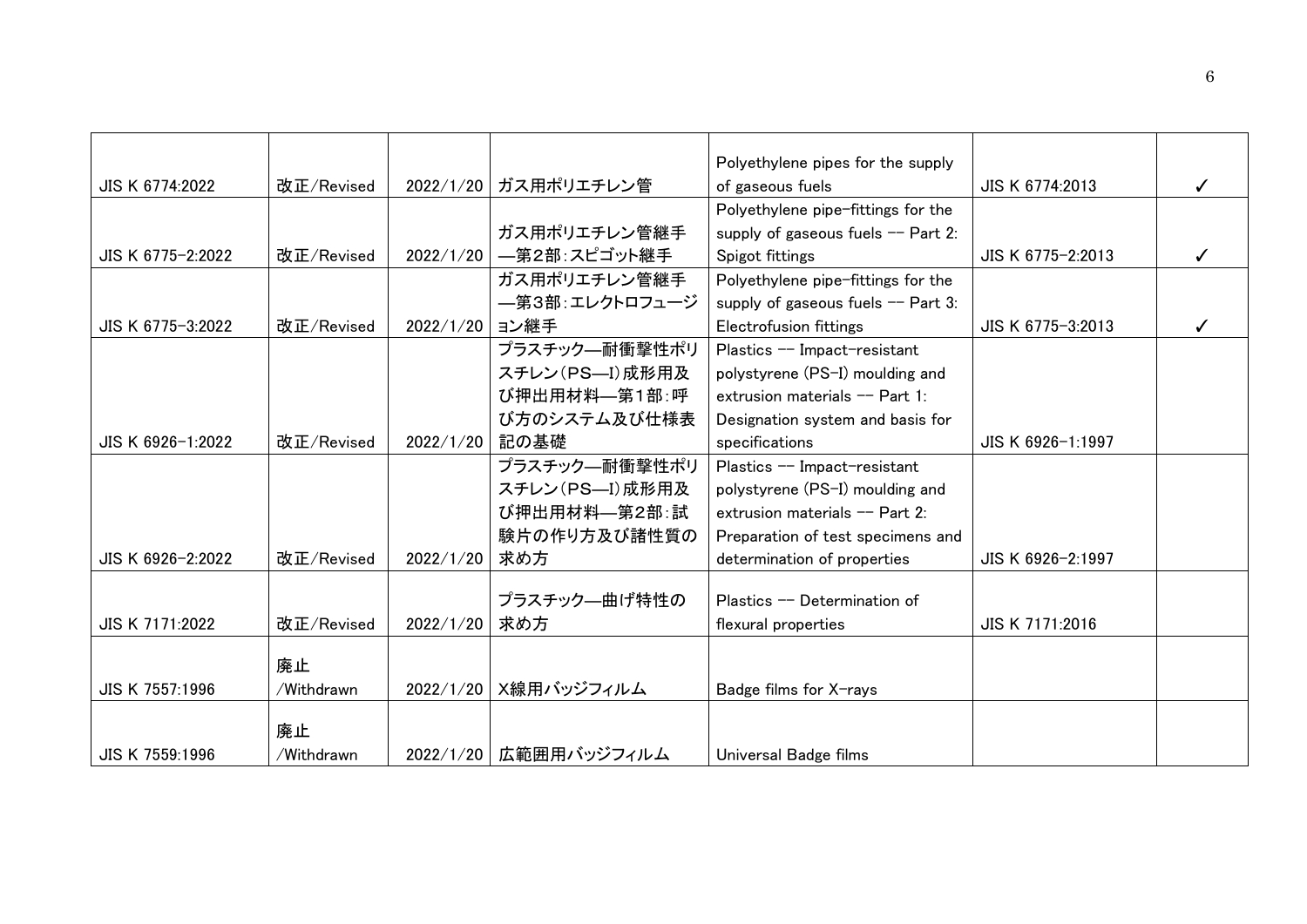| | | | | | | |
|---|---|---|---|---|---|---|
| JIS K 6774:2022 | 改正/Revised | 2022/1/20 | ガス用ポリエチレン管 | Polyethylene pipes for the supply of gaseous fuels | JIS K 6774:2013 | ✓ |
| JIS K 6775-2:2022 | 改正/Revised | 2022/1/20 | ガス用ポリエチレン管継手—第2部:スピゴット継手 | Polyethylene pipe-fittings for the supply of gaseous fuels -- Part 2: Spigot fittings | JIS K 6775-2:2013 | ✓ |
| JIS K 6775-3:2022 | 改正/Revised | 2022/1/20 | ガス用ポリエチレン管継手—第3部:エレクトロフュージョン継手 | Polyethylene pipe-fittings for the supply of gaseous fuels -- Part 3: Electrofusion fittings | JIS K 6775-3:2013 | ✓ |
| JIS K 6926-1:2022 | 改正/Revised | 2022/1/20 | プラスチック—耐衝撃性ポリスチレン(PS—I)成形用及び押出用材料—第1部:呼び方のシステム及び仕様表記の基礎 | Plastics -- Impact-resistant polystyrene (PS-I) moulding and extrusion materials -- Part 1: Designation system and basis for specifications | JIS K 6926-1:1997 | |
| JIS K 6926-2:2022 | 改正/Revised | 2022/1/20 | プラスチック—耐衝撃性ポリスチレン(PS—I)成形用及び押出用材料—第2部:試験片の作り方及び諸性質の求め方 | Plastics -- Impact-resistant polystyrene (PS-I) moulding and extrusion materials -- Part 2: Preparation of test specimens and determination of properties | JIS K 6926-2:1997 | |
| JIS K 7171:2022 | 改正/Revised | 2022/1/20 | プラスチック—曲げ特性の求め方 | Plastics -- Determination of flexural properties | JIS K 7171:2016 | |
| JIS K 7557:1996 | 廃止/Withdrawn | 2022/1/20 | X線用バッジフィルム | Badge films for X-rays | | |
| JIS K 7559:1996 | 廃止/Withdrawn | 2022/1/20 | 広範囲用バッジフィルム | Universal Badge films | | |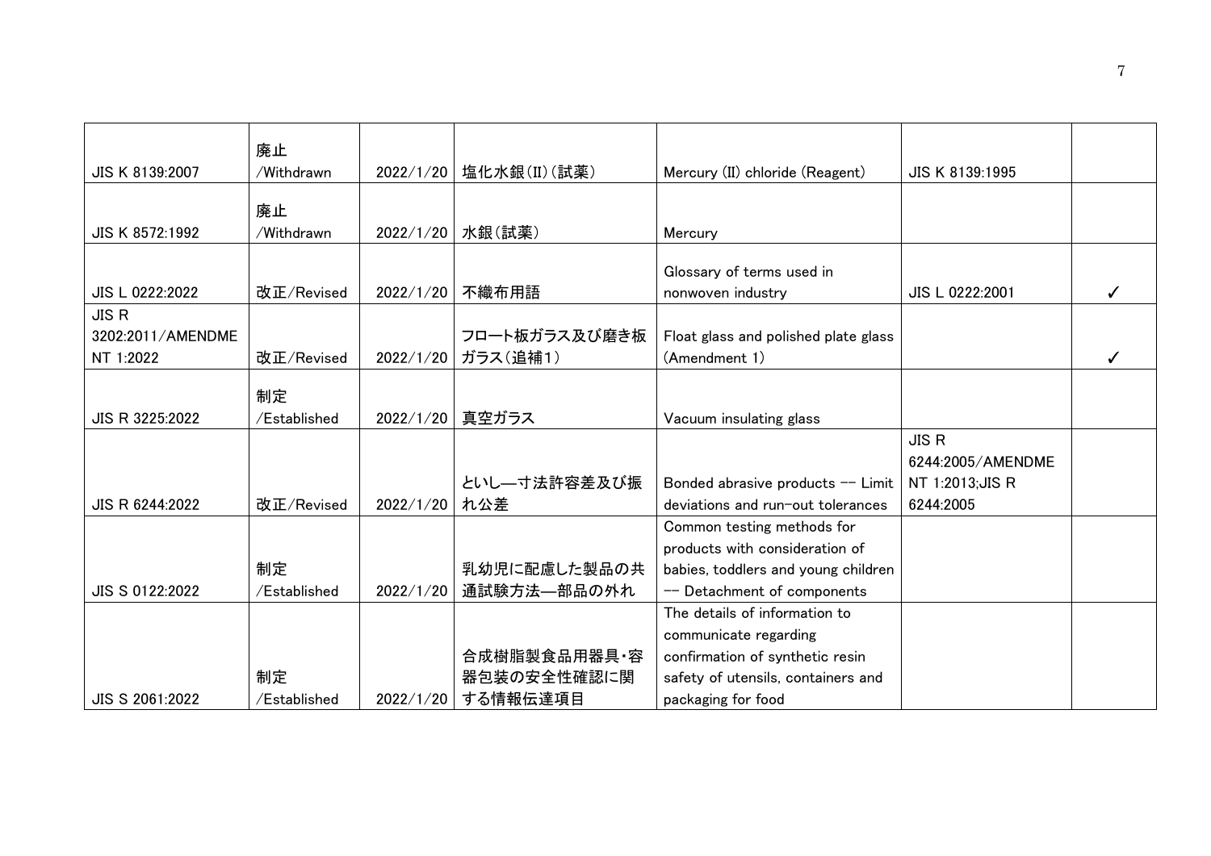| | | | | | | |
|---|---|---|---|---|---|---|
| JIS K 8139:2007 | 廃止/Withdrawn | 2022/1/20 | 塩化水銀(II)(試薬) | Mercury (II) chloride (Reagent) | JIS K 8139:1995 | |
| JIS K 8572:1992 | 廃止/Withdrawn | 2022/1/20 | 水銀(試薬) | Mercury | | |
| JIS L 0222:2022 | 改正/Revised | 2022/1/20 | 不織布用語 | Glossary of terms used in nonwoven industry | JIS L 0222:2001 | ✓ |
| JIS R 3202:2011/AMENDMENT 1:2022 | 改正/Revised | 2022/1/20 | フロート板ガラス及び磨き板ガラス(追補1) | Float glass and polished plate glass (Amendment 1) | | ✓ |
| JIS R 3225:2022 | 制定/Established | 2022/1/20 | 真空ガラス | Vacuum insulating glass | | |
| JIS R 6244:2022 | 改正/Revised | 2022/1/20 | といし―寸法許容差及び振れ公差 | Bonded abrasive products -- Limit deviations and run-out tolerances | JIS R 6244:2005/AMENDMENT 1:2013;JIS R 6244:2005 | |
| JIS S 0122:2022 | 制定/Established | 2022/1/20 | 乳幼児に配慮した製品の共通試験方法―部品の外れ | Common testing methods for products with consideration of babies, toddlers and young children -- Detachment of components | | |
| JIS S 2061:2022 | 制定/Established | 2022/1/20 | 合成樹脂製食品用器具・容器包装の安全性確認に関する情報伝達項目 | The details of information to communicate regarding confirmation of synthetic resin safety of utensils, containers and packaging for food | | |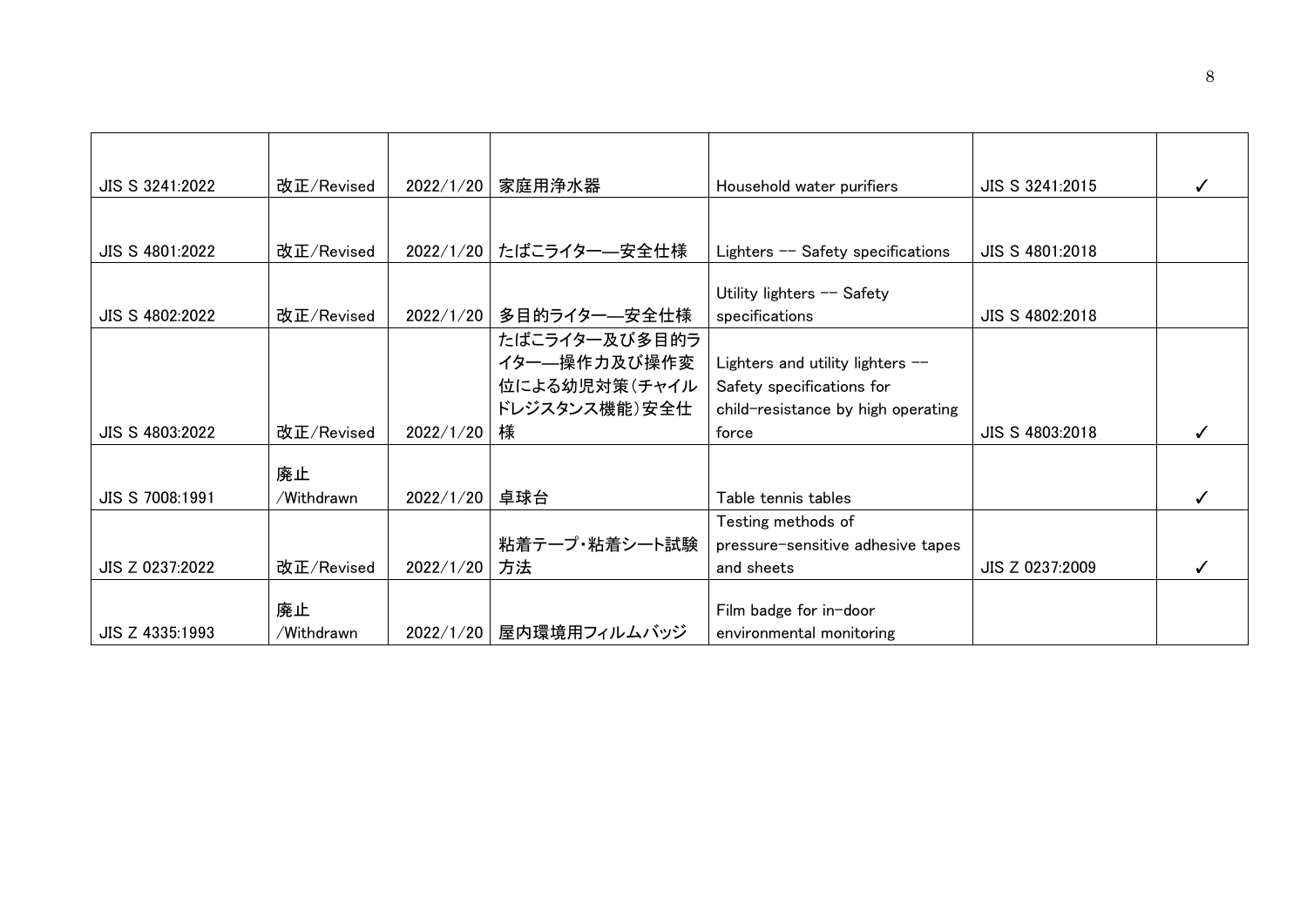| | | | | | | |
|---|---|---|---|---|---|---|
| JIS S 3241:2022 | 改正/Revised | 2022/1/20 | 家庭用浄水器 | Household water purifiers | JIS S 3241:2015 | ✓ |
| JIS S 4801:2022 | 改正/Revised | 2022/1/20 | たばこライター―安全仕様 | Lighters -- Safety specifications | JIS S 4801:2018 | |
| JIS S 4802:2022 | 改正/Revised | 2022/1/20 | 多目的ライター―安全仕様 | Utility lighters -- Safety specifications | JIS S 4802:2018 | |
| JIS S 4803:2022 | 改正/Revised | 2022/1/20 | たばこライター及び多目的ライター―操作力及び操作変位による幼児対策(チャイルドレジスタンス機能)安全仕様 | Lighters and utility lighters -- Safety specifications for child-resistance by high operating force | JIS S 4803:2018 | ✓ |
| JIS S 7008:1991 | 廃止/Withdrawn | 2022/1/20 | 卓球台 | Table tennis tables | | ✓ |
| JIS Z 0237:2022 | 改正/Revised | 2022/1/20 | 粘着テープ・粘着シート試験方法 | Testing methods of pressure-sensitive adhesive tapes and sheets | JIS Z 0237:2009 | ✓ |
| JIS Z 4335:1993 | 廃止/Withdrawn | 2022/1/20 | 屋内環境用フィルムバッジ | Film badge for in-door environmental monitoring | | |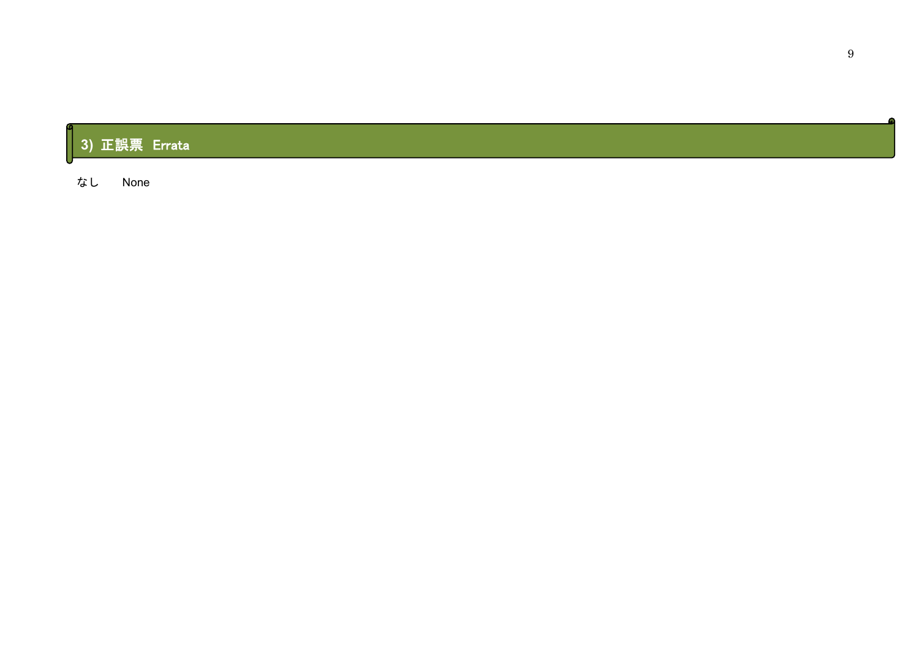## 3) 正誤票 Errata

なし　　None